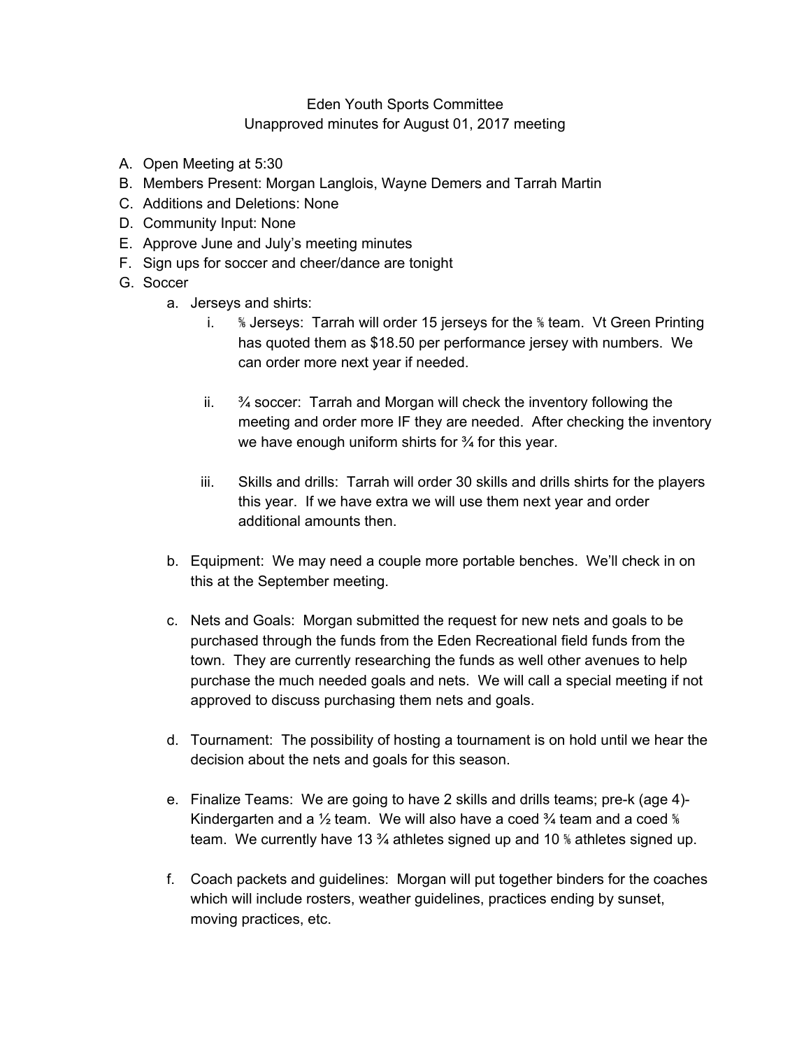Eden Youth Sports Committee
Unapproved minutes for August 01, 2017 meeting

A. Open Meeting at 5:30
B. Members Present: Morgan Langlois, Wayne Demers and Tarrah Martin
C. Additions and Deletions: None
D. Community Input: None
E. Approve June and July's meeting minutes
F. Sign ups for soccer and cheer/dance are tonight
G. Soccer
    a. Jerseys and shirts:
        i. ⅚ Jerseys: Tarrah will order 15 jerseys for the ⅚ team. Vt Green Printing has quoted them as $18.50 per performance jersey with numbers. We can order more next year if needed.
        ii. ¾ soccer: Tarrah and Morgan will check the inventory following the meeting and order more IF they are needed. After checking the inventory we have enough uniform shirts for ¾ for this year.
        iii. Skills and drills: Tarrah will order 30 skills and drills shirts for the players this year. If we have extra we will use them next year and order additional amounts then.
    b. Equipment: We may need a couple more portable benches. We'll check in on this at the September meeting.
    c. Nets and Goals: Morgan submitted the request for new nets and goals to be purchased through the funds from the Eden Recreational field funds from the town. They are currently researching the funds as well other avenues to help purchase the much needed goals and nets. We will call a special meeting if not approved to discuss purchasing them nets and goals.
    d. Tournament: The possibility of hosting a tournament is on hold until we hear the decision about the nets and goals for this season.
    e. Finalize Teams: We are going to have 2 skills and drills teams; pre-k (age 4)-Kindergarten and a ½ team. We will also have a coed ¾ team and a coed ⅚ team. We currently have 13 ¾ athletes signed up and 10 ⅚ athletes signed up.
    f. Coach packets and guidelines: Morgan will put together binders for the coaches which will include rosters, weather guidelines, practices ending by sunset, moving practices, etc.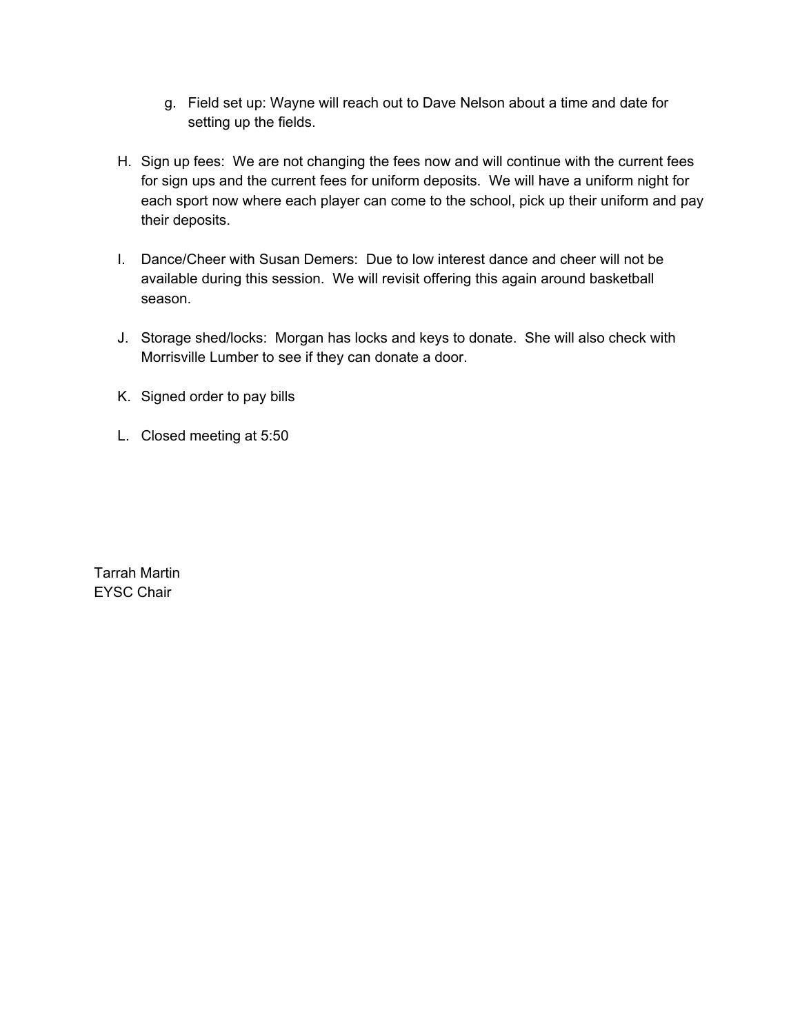g. Field set up: Wayne will reach out to Dave Nelson about a time and date for setting up the fields.

H. Sign up fees: We are not changing the fees now and will continue with the current fees for sign ups and the current fees for uniform deposits. We will have a uniform night for each sport now where each player can come to the school, pick up their uniform and pay their deposits.

I. Dance/Cheer with Susan Demers: Due to low interest dance and cheer will not be available during this session. We will revisit offering this again around basketball season.

J. Storage shed/locks: Morgan has locks and keys to donate. She will also check with Morrisville Lumber to see if they can donate a door.

K. Signed order to pay bills

L. Closed meeting at 5:50

Tarrah Martin
EYSC Chair